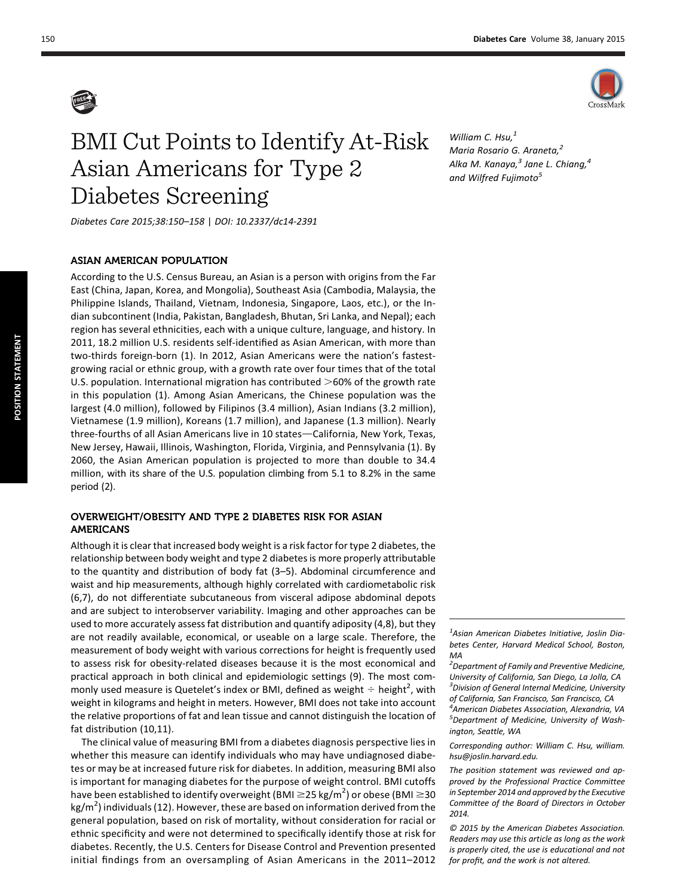# BMI Cut Points to Identify At-Risk Asian Americans for Type 2 Diabetes Screening

*Diabetes Care 2015;38:150–158 | DOI: 10.2337/dc14-2391*

*William C. Hsu,[1] Maria Rosario G. Araneta,[2] Alka M. Kanaya,[3] Jane L. Chiang,[4] and Wilfred Fujimoto[5]*

## ASIAN AMERICAN POPULATION

According to the U.S. Census Bureau, an Asian is a person with origins from the Far East (China, Japan, Korea, and Mongolia), Southeast Asia (Cambodia, Malaysia, the Philippine Islands, Thailand, Vietnam, Indonesia, Singapore, Laos, etc.), or the Indian subcontinent (India, Pakistan, Bangladesh, Bhutan, Sri Lanka, and Nepal); each region has several ethnicities, each with a unique culture, language, and history. In 2011, 18.2 million U.S. residents self-identified as Asian American, with more than two-thirds foreign-born (1). In 2012, Asian Americans were the nation's fastest-growing racial or ethnic group, with a growth rate over four times that of the total U.S. population. International migration has contributed >60% of the growth rate in this population (1). Among Asian Americans, the Chinese population was the largest (4.0 million), followed by Filipinos (3.4 million), Asian Indians (3.2 million), Vietnamese (1.9 million), Koreans (1.7 million), and Japanese (1.3 million). Nearly three-fourths of all Asian Americans live in 10 states—California, New York, Texas, New Jersey, Hawaii, Illinois, Washington, Florida, Virginia, and Pennsylvania (1). By 2060, the Asian American population is projected to more than double to 34.4 million, with its share of the U.S. population climbing from 5.1 to 8.2% in the same period (2).

## OVERWEIGHT/OBESITY AND TYPE 2 DIABETES RISK FOR ASIAN AMERICANS

Although it is clear that increased body weight is a risk factor for type 2 diabetes, the relationship between body weight and type 2 diabetes is more properly attributable to the quantity and distribution of body fat (3–5). Abdominal circumference and waist and hip measurements, although highly correlated with cardiometabolic risk (6,7), do not differentiate subcutaneous from visceral adipose abdominal depots and are subject to interobserver variability. Imaging and other approaches can be used to more accurately assess fat distribution and quantify adiposity (4,8), but they are not readily available, economical, or useable on a large scale. Therefore, the measurement of body weight with various corrections for height is frequently used to assess risk for obesity-related diseases because it is the most economical and practical approach in both clinical and epidemiologic settings (9). The most commonly used measure is Quetelet's index or BMI, defined as weight ÷ height$^2$, with weight in kilograms and height in meters. However, BMI does not take into account the relative proportions of fat and lean tissue and cannot distinguish the location of fat distribution (10,11).

The clinical value of measuring BMI from a diabetes diagnosis perspective lies in whether this measure can identify individuals who may have undiagnosed diabetes or may be at increased future risk for diabetes. In addition, measuring BMI also is important for managing diabetes for the purpose of weight control. BMI cutoffs have been established to identify overweight (BMI $\geq$25 kg/m$^2$) or obese (BMI $\geq$30 kg/m$^2$) individuals (12). However, these are based on information derived from the general population, based on risk of mortality, without consideration for racial or ethnic specificity and were not determined to specifically identify those at risk for diabetes. Recently, the U.S. Centers for Disease Control and Prevention presented initial findings from an oversampling of Asian Americans in the 2011–2012

---

[1]Asian American Diabetes Initiative, Joslin Diabetes Center, Harvard Medical School, Boston, MA

[2]Department of Family and Preventive Medicine, University of California, San Diego, La Jolla, CA

[3]Division of General Internal Medicine, University of California, San Francisco, San Francisco, CA

[4]American Diabetes Association, Alexandria, VA

[5]Department of Medicine, University of Washington, Seattle, WA

Corresponding author: William C. Hsu, william.hsu@joslin.harvard.edu.

The position statement was reviewed and approved by the Professional Practice Committee in September 2014 and approved by the Executive Committee of the Board of Directors in October 2014.

© 2015 by the American Diabetes Association. Readers may use this article as long as the work is properly cited, the use is educational and not for profit, and the work is not altered.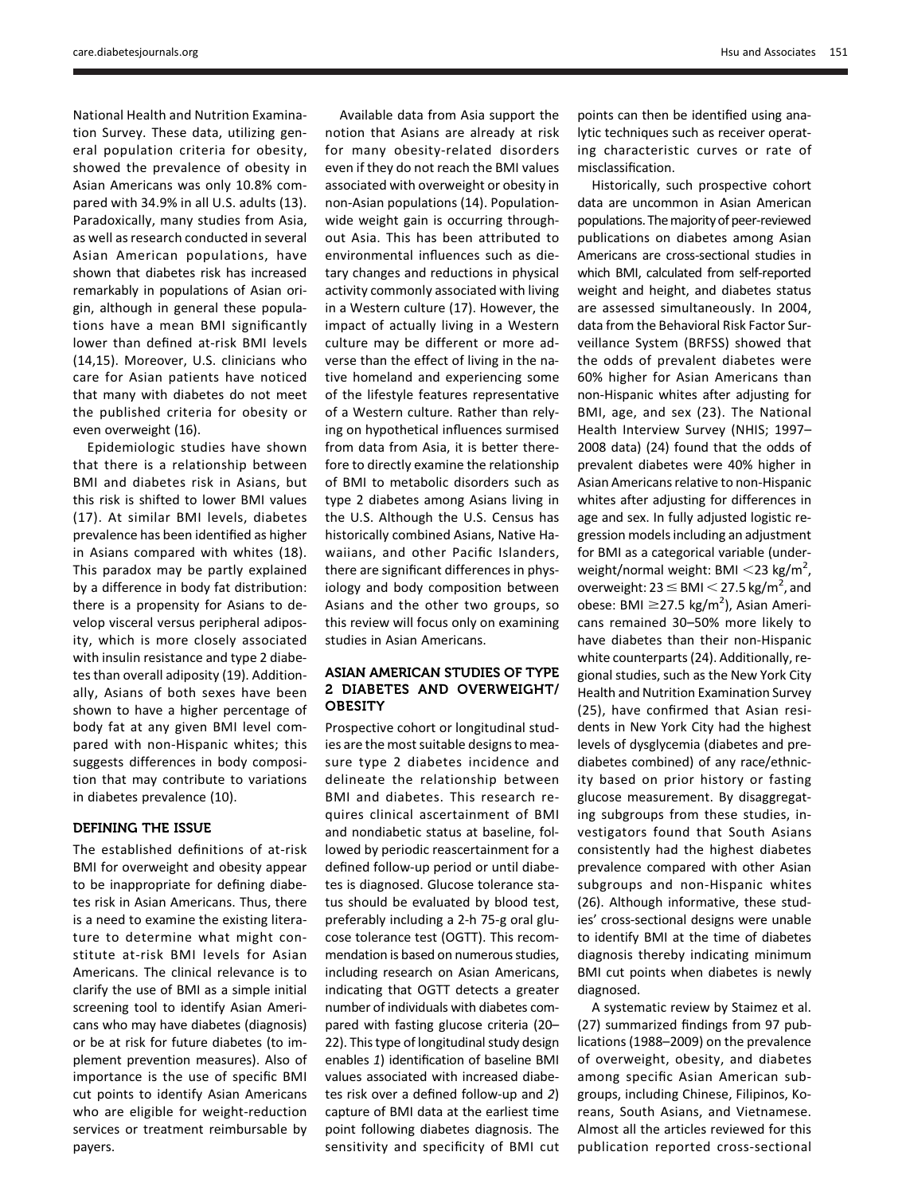National Health and Nutrition Examination Survey. These data, utilizing general population criteria for obesity, showed the prevalence of obesity in Asian Americans was only 10.8% compared with 34.9% in all U.S. adults (13). Paradoxically, many studies from Asia, as well as research conducted in several Asian American populations, have shown that diabetes risk has increased remarkably in populations of Asian origin, although in general these populations have a mean BMI significantly lower than defined at-risk BMI levels (14,15). Moreover, U.S. clinicians who care for Asian patients have noticed that many with diabetes do not meet the published criteria for obesity or even overweight (16).

Epidemiologic studies have shown that there is a relationship between BMI and diabetes risk in Asians, but this risk is shifted to lower BMI values (17). At similar BMI levels, diabetes prevalence has been identified as higher in Asians compared with whites (18). This paradox may be partly explained by a difference in body fat distribution: there is a propensity for Asians to develop visceral versus peripheral adiposity, which is more closely associated with insulin resistance and type 2 diabetes than overall adiposity (19). Additionally, Asians of both sexes have been shown to have a higher percentage of body fat at any given BMI level compared with non-Hispanic whites; this suggests differences in body composition that may contribute to variations in diabetes prevalence (10).

## DEFINING THE ISSUE

The established definitions of at-risk BMI for overweight and obesity appear to be inappropriate for defining diabetes risk in Asian Americans. Thus, there is a need to examine the existing literature to determine what might constitute at-risk BMI levels for Asian Americans. The clinical relevance is to clarify the use of BMI as a simple initial screening tool to identify Asian Americans who may have diabetes (diagnosis) or be at risk for future diabetes (to implement prevention measures). Also of importance is the use of specific BMI cut points to identify Asian Americans who are eligible for weight-reduction services or treatment reimbursable by payers.

Available data from Asia support the notion that Asians are already at risk for many obesity-related disorders even if they do not reach the BMI values associated with overweight or obesity in non-Asian populations (14). Population-wide weight gain is occurring throughout Asia. This has been attributed to environmental influences such as dietary changes and reductions in physical activity commonly associated with living in a Western culture (17). However, the impact of actually living in a Western culture may be different or more adverse than the effect of living in the native homeland and experiencing some of the lifestyle features representative of a Western culture. Rather than relying on hypothetical influences surmised from data from Asia, it is better therefore to directly examine the relationship of BMI to metabolic disorders such as type 2 diabetes among Asians living in the U.S. Although the U.S. Census has historically combined Asians, Native Hawaiians, and other Pacific Islanders, there are significant differences in physiology and body composition between Asians and the other two groups, so this review will focus only on examining studies in Asian Americans.

## ASIAN AMERICAN STUDIES OF TYPE 2 DIABETES AND OVERWEIGHT/OBESITY

Prospective cohort or longitudinal studies are the most suitable designs to measure type 2 diabetes incidence and delineate the relationship between BMI and diabetes. This research requires clinical ascertainment of BMI and nondiabetic status at baseline, followed by periodic reascertainment for a defined follow-up period or until diabetes is diagnosed. Glucose tolerance status should be evaluated by blood test, preferably including a 2-h 75-g oral glucose tolerance test (OGTT). This recommendation is based on numerous studies, including research on Asian Americans, indicating that OGTT detects a greater number of individuals with diabetes compared with fasting glucose criteria (20–22). This type of longitudinal study design enables *1*) identification of baseline BMI values associated with increased diabetes risk over a defined follow-up and *2*) capture of BMI data at the earliest time point following diabetes diagnosis. The sensitivity and specificity of BMI cut points can then be identified using analytic techniques such as receiver operating characteristic curves or rate of misclassification.

Historically, such prospective cohort data are uncommon in Asian American populations. The majority of peer-reviewed publications on diabetes among Asian Americans are cross-sectional studies in which BMI, calculated from self-reported weight and height, and diabetes status are assessed simultaneously. In 2004, data from the Behavioral Risk Factor Surveillance System (BRFSS) showed that the odds of prevalent diabetes were 60% higher for Asian Americans than non-Hispanic whites after adjusting for BMI, age, and sex (23). The National Health Interview Survey (NHIS; 1997–2008 data) (24) found that the odds of prevalent diabetes were 40% higher in Asian Americans relative to non-Hispanic whites after adjusting for differences in age and sex. In fully adjusted logistic regression models including an adjustment for BMI as a categorical variable (underweight/normal weight: BMI $<23$ kg/m$^2$, overweight: $23 \leq$ BMI $< 27.5$ kg/m$^2$, and obese: BMI $\geq 27.5$ kg/m$^2$), Asian Americans remained 30–50% more likely to have diabetes than their non-Hispanic white counterparts (24). Additionally, regional studies, such as the New York City Health and Nutrition Examination Survey (25), have confirmed that Asian residents in New York City had the highest levels of dysglycemia (diabetes and prediabetes combined) of any race/ethnicity based on prior history or fasting glucose measurement. By disaggregating subgroups from these studies, investigators found that South Asians consistently had the highest diabetes prevalence compared with other Asian subgroups and non-Hispanic whites (26). Although informative, these studies' cross-sectional designs were unable to identify BMI at the time of diabetes diagnosis thereby indicating minimum BMI cut points when diabetes is newly diagnosed.

A systematic review by Staimez et al. (27) summarized findings from 97 publications (1988–2009) on the prevalence of overweight, obesity, and diabetes among specific Asian American subgroups, including Chinese, Filipinos, Koreans, South Asians, and Vietnamese. Almost all the articles reviewed for this publication reported cross-sectional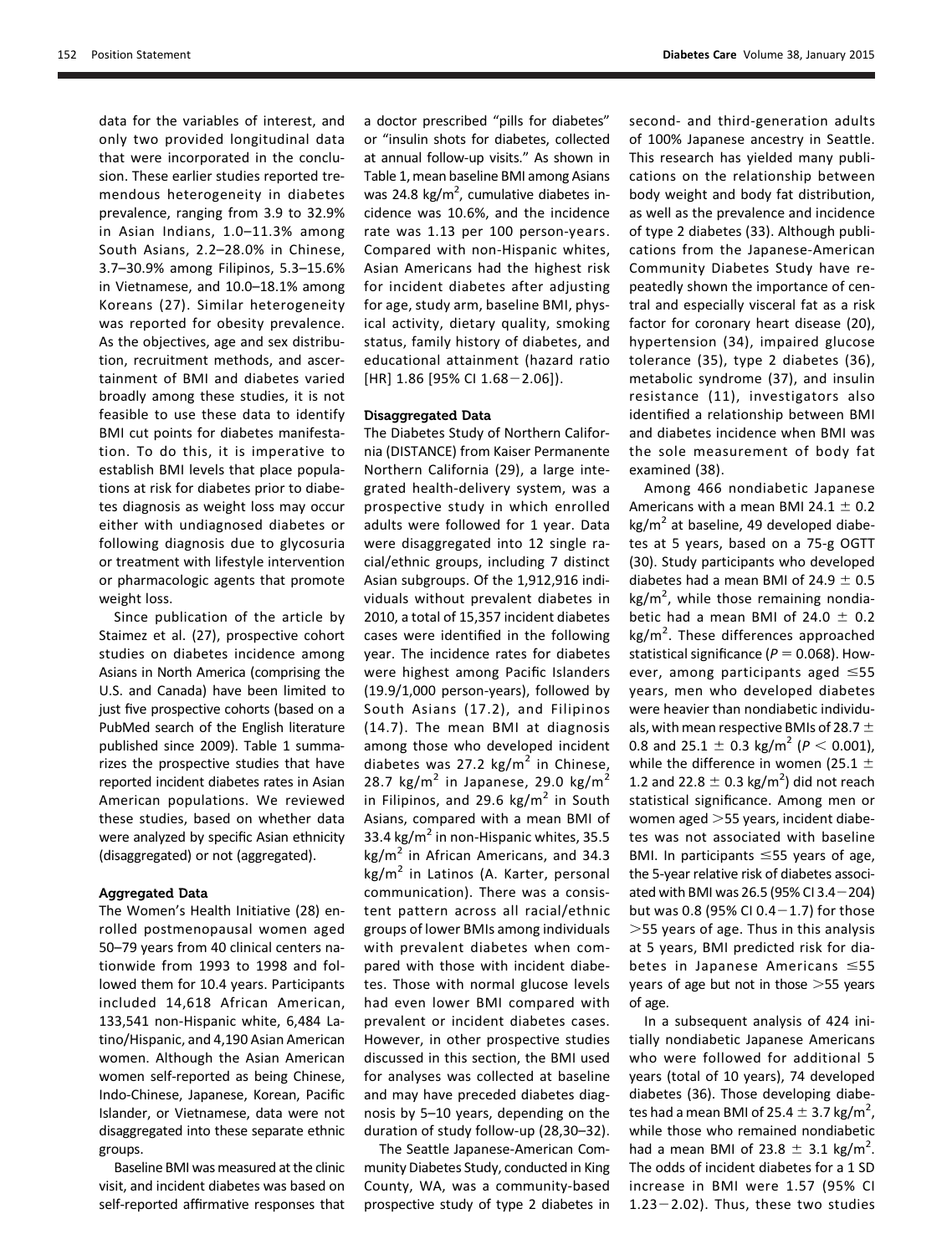data for the variables of interest, and only two provided longitudinal data that were incorporated in the conclusion. These earlier studies reported tremendous heterogeneity in diabetes prevalence, ranging from 3.9 to 32.9% in Asian Indians, 1.0–11.3% among South Asians, 2.2–28.0% in Chinese, 3.7–30.9% among Filipinos, 5.3–15.6% in Vietnamese, and 10.0–18.1% among Koreans (27). Similar heterogeneity was reported for obesity prevalence. As the objectives, age and sex distribution, recruitment methods, and ascertainment of BMI and diabetes varied broadly among these studies, it is not feasible to use these data to identify BMI cut points for diabetes manifestation. To do this, it is imperative to establish BMI levels that place populations at risk for diabetes prior to diabetes diagnosis as weight loss may occur either with undiagnosed diabetes or following diagnosis due to glycosuria or treatment with lifestyle intervention or pharmacologic agents that promote weight loss.

Since publication of the article by Staimez et al. (27), prospective cohort studies on diabetes incidence among Asians in North America (comprising the U.S. and Canada) have been limited to just five prospective cohorts (based on a PubMed search of the English literature published since 2009). Table 1 summarizes the prospective studies that have reported incident diabetes rates in Asian American populations. We reviewed these studies, based on whether data were analyzed by specific Asian ethnicity (disaggregated) or not (aggregated).

### Aggregated Data

The Women's Health Initiative (28) enrolled postmenopausal women aged 50–79 years from 40 clinical centers nationwide from 1993 to 1998 and followed them for 10.4 years. Participants included 14,618 African American, 133,541 non-Hispanic white, 6,484 Latino/Hispanic, and 4,190 Asian American women. Although the Asian American women self-reported as being Chinese, Indo-Chinese, Japanese, Korean, Pacific Islander, or Vietnamese, data were not disaggregated into these separate ethnic groups.

Baseline BMI was measured at the clinic visit, and incident diabetes was based on self-reported affirmative responses that a doctor prescribed "pills for diabetes" or "insulin shots for diabetes, collected at annual follow-up visits." As shown in Table 1, mean baseline BMI among Asians was 24.8 kg/m$^2$, cumulative diabetes incidence was 10.6%, and the incidence rate was 1.13 per 100 person-years. Compared with non-Hispanic whites, Asian Americans had the highest risk for incident diabetes after adjusting for age, study arm, baseline BMI, physical activity, dietary quality, smoking status, family history of diabetes, and educational attainment (hazard ratio [HR] 1.86 [95% CI 1.68−2.06]).

### Disaggregated Data

The Diabetes Study of Northern California (DISTANCE) from Kaiser Permanente Northern California (29), a large integrated health-delivery system, was a prospective study in which enrolled adults were followed for 1 year. Data were disaggregated into 12 single racial/ethnic groups, including 7 distinct Asian subgroups. Of the 1,912,916 individuals without prevalent diabetes in 2010, a total of 15,357 incident diabetes cases were identified in the following year. The incidence rates for diabetes were highest among Pacific Islanders (19.9/1,000 person-years), followed by South Asians (17.2), and Filipinos (14.7). The mean BMI at diagnosis among those who developed incident diabetes was 27.2 kg/m$^2$ in Chinese, 28.7 kg/m$^2$ in Japanese, 29.0 kg/m$^2$ in Filipinos, and 29.6 kg/m$^2$ in South Asians, compared with a mean BMI of 33.4 kg/m$^2$ in non-Hispanic whites, 35.5 kg/m$^2$ in African Americans, and 34.3 kg/m$^2$ in Latinos (A. Karter, personal communication). There was a consistent pattern across all racial/ethnic groups of lower BMIs among individuals with prevalent diabetes when compared with those with incident diabetes. Those with normal glucose levels had even lower BMI compared with prevalent or incident diabetes cases. However, in other prospective studies discussed in this section, the BMI used for analyses was collected at baseline and may have preceded diabetes diagnosis by 5–10 years, depending on the duration of study follow-up (28,30–32).

The Seattle Japanese-American Community Diabetes Study, conducted in King County, WA, was a community-based prospective study of type 2 diabetes in second- and third-generation adults of 100% Japanese ancestry in Seattle. This research has yielded many publications on the relationship between body weight and body fat distribution, as well as the prevalence and incidence of type 2 diabetes (33). Although publications from the Japanese-American Community Diabetes Study have repeatedly shown the importance of central and especially visceral fat as a risk factor for coronary heart disease (20), hypertension (34), impaired glucose tolerance (35), type 2 diabetes (36), metabolic syndrome (37), and insulin resistance (11), investigators also identified a relationship between BMI and diabetes incidence when BMI was the sole measurement of body fat examined (38).

Among 466 nondiabetic Japanese Americans with a mean BMI 24.1 ± 0.2 kg/m$^2$ at baseline, 49 developed diabetes at 5 years, based on a 75-g OGTT (30). Study participants who developed diabetes had a mean BMI of 24.9 ± 0.5 kg/m$^2$, while those remaining nondiabetic had a mean BMI of 24.0 ± 0.2 kg/m$^2$. These differences approached statistical significance ($P = 0.068$). However, among participants aged ≤55 years, men who developed diabetes were heavier than nondiabetic individuals, with mean respective BMIs of 28.7 ± 0.8 and 25.1 ± 0.3 kg/m$^2$ ($P < 0.001$), while the difference in women (25.1 ± 1.2 and 22.8 ± 0.3 kg/m$^2$) did not reach statistical significance. Among men or women aged >55 years, incident diabetes was not associated with baseline BMI. In participants ≤55 years of age, the 5-year relative risk of diabetes associated with BMI was 26.5 (95% CI 3.4−204) but was 0.8 (95% CI 0.4−1.7) for those >55 years of age. Thus in this analysis at 5 years, BMI predicted risk for diabetes in Japanese Americans ≤55 years of age but not in those >55 years of age.

In a subsequent analysis of 424 initially nondiabetic Japanese Americans who were followed for additional 5 years (total of 10 years), 74 developed diabetes (36). Those developing diabetes had a mean BMI of 25.4 ± 3.7 kg/m$^2$, while those who remained nondiabetic had a mean BMI of 23.8 ± 3.1 kg/m$^2$. The odds of incident diabetes for a 1 SD increase in BMI were 1.57 (95% CI 1.23−2.02). Thus, these two studies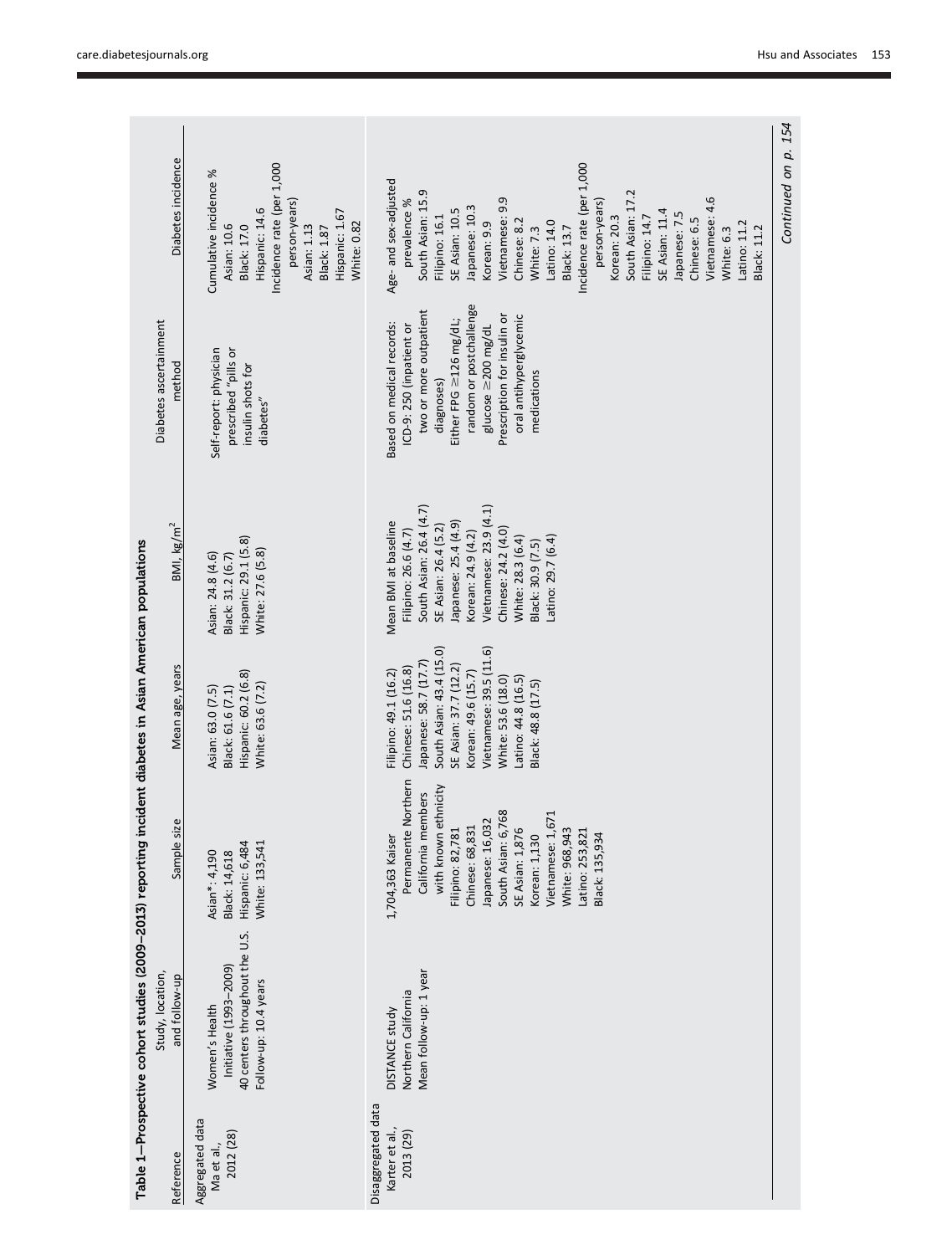**Table 1—Prospective cohort studies (2009–2013) reporting incident diabetes in Asian American populations**

| Reference | Study, location, and follow-up | Sample size | Mean age, years | BMI, kg/m² | Diabetes ascertainment method | Diabetes incidence |
|---|---|---|---|---|---|---|
| Aggregated data | | | | | | |
| Ma et al., 2012 (28) | Women's Health Initiative (1993–2009) 40 centers throughout the U.S. Follow-up: 10.4 years | Asian*: 4,190<br>Black: 14,618<br>Hispanic: 6,484<br>White: 133,541 | Asian: 63.0 (7.5)<br>Black: 61.6 (7.1)<br>Hispanic: 60.2 (6.8)<br>White: 63.6 (7.2) | Asian: 24.8 (4.6)<br>Black: 31.2 (6.7)<br>Hispanic: 29.1 (5.8)<br>White: 27.6 (5.8) | Self-report: physician prescribed "pills or insulin shots for diabetes" | Cumulative incidence %<br>Asian: 10.6<br>Black: 17.0<br>Hispanic: 14.6<br>Incidence rate (per 1,000 person-years)<br>Asian: 1.13<br>Black: 1.87<br>Hispanic: 1.67<br>White: 0.82 |
| Disaggregated data | | | | | | |
| Karter et al., 2013 (29) | DISTANCE study Northern California Mean follow-up: 1 year | 1,704,363 Kaiser Permanente Northern California members with known ethnicity<br>Filipino: 82,781<br>Chinese: 68,831<br>Japanese: 16,032<br>South Asian: 6,768<br>SE Asian: 1,876<br>Korean: 1,130<br>Vietnamese: 1,671<br>White: 968,943<br>Latino: 253,821<br>Black: 135,934 | Filipino: 49.1 (16.2)<br>Chinese: 51.6 (16.8)<br>Japanese: 58.7 (17.7)<br>South Asian: 43.4 (15.0)<br>SE Asian: 37.7 (12.2)<br>Korean: 49.6 (15.7)<br>Vietnamese: 39.5 (11.6)<br>White: 53.6 (18.0)<br>Latino: 44.8 (16.5)<br>Black: 48.8 (17.5) | Mean BMI at baseline<br>Filipino: 26.6 (4.7)<br>South Asian: 26.4 (4.7)<br>SE Asian: 26.4 (5.2)<br>Japanese: 25.4 (4.9)<br>Korean: 24.9 (4.2)<br>Vietnamese: 23.9 (4.1)<br>Chinese: 24.2 (4.0)<br>White: 28.3 (6.4)<br>Black: 30.9 (7.5)<br>Latino: 29.7 (6.4) | Based on medical records: ICD-9: 250 (inpatient or two or more outpatient diagnoses)<br>Either FPG ≥126 mg/dL; random or postchallenge glucose ≥200 mg/dL<br>Prescription for insulin or oral antihyperglycemic medications | Age- and sex-adjusted prevalence %<br>South Asian: 15.9<br>Filipino: 16.1<br>SE Asian: 10.5<br>Japanese: 10.3<br>Korean: 9.9<br>Vietnamese: 9.9<br>Chinese: 8.2<br>White: 7.3<br>Latino: 14.0<br>Black: 13.7<br>Incidence rate (per 1,000 person-years)<br>Korean: 20.3<br>South Asian: 17.2<br>Filipino: 14.7<br>SE Asian: 11.4<br>Japanese: 7.5<br>Chinese: 6.5<br>Vietnamese: 4.6<br>White: 6.3<br>Latino: 11.2<br>Black: 11.2 |

*Continued on p. 154*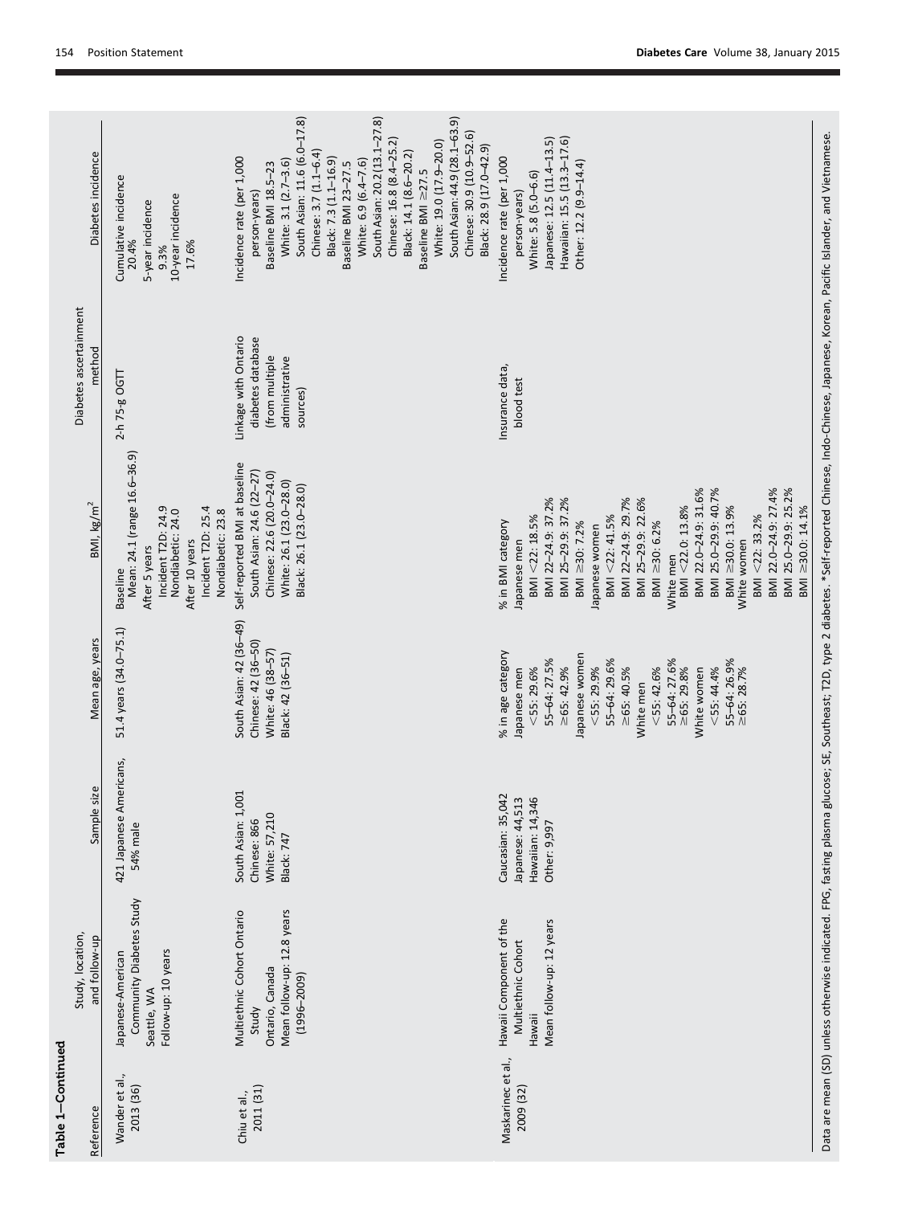**Table 1—Continued**

| Reference | Study, location, and follow-up | Sample size | Mean age, years | BMI, kg/m$^2$ | Diabetes ascertainment method | Diabetes incidence |
|---|---|---|---|---|---|---|
| Wander et al., 2013 (36) | Japanese-American Community Diabetes Study<br>Seattle, WA<br>Follow-up: 10 years | 421 Japanese Americans, 54% male | 51.4 years (34.0–75.1) | Baseline<br>Mean: 24.1 (range 16.6–36.9)<br>After 5 years<br>Incident T2D: 24.9<br>Nondiabetic: 24.0<br>After 10 years<br>Incident T2D: 25.4<br>Nondiabetic: 23.8 | 2-h 75-g OGTT | Cumulative incidence<br>20.4%<br>5-year incidence<br>9.3%<br>10-year incidence<br>17.6% |
| Chiu et al., 2011 (31) | Multiethnic Cohort Ontario Study<br>Ontario, Canada<br>Mean follow-up: 12.8 years (1996–2009) | South Asian: 1,001<br>Chinese: 866<br>White: 57,210<br>Black: 747 | South Asian: 42 (36–49)<br>Chinese: 42 (36–50)<br>White: 46 (38–57)<br>Black: 42 (36–51) | Self-reported BMI at baseline<br>South Asian: 24.6 (22–27)<br>Chinese: 22.6 (20.0–24.0)<br>White: 26.1 (23.0–28.0)<br>Black: 26.1 (23.0–28.0) | Linkage with Ontario diabetes database (from multiple administrative sources) | Incidence rate (per 1,000 person-years)<br>Baseline BMI 18.5–23<br>White: 3.1 (2.7–3.6)<br>South Asian: 11.6 (6.0–17.8)<br>Chinese: 3.7 (1.1–6.4)<br>Black: 7.3 (1.1–16.9)<br>Baseline BMI 23–27.5<br>White: 6.9 (6.4–7.6)<br>South Asian: 20.2 (13.1–27.8)<br>Chinese: 16.8 (8.4–25.2)<br>Black: 14.1 (8.6–20.2)<br>Baseline BMI ≥27.5<br>White: 19.0 (17.9–20.0)<br>South Asian: 44.9 (28.1–63.9)<br>Chinese: 30.9 (10.9–52.6)<br>Black: 28.9 (17.0–42.9) |
| Maskarinec et al., 2009 (32) | Hawaii Component of the Multiethnic Cohort<br>Hawaii<br>Mean follow-up: 12 years | Caucasian: 35,042<br>Japanese: 44,513<br>Hawaiian: 14,346<br>Other: 9,997 | % in age category<br>Japanese men<br><55: 29.6%<br>55–64: 27.5%<br>≥65: 42.9%<br>Japanese women<br><55: 29.9%<br>55–64: 29.6%<br>≥65: 40.5%<br>White men<br><55: 42.6%<br>55–64: 27.6%<br>≥65: 29.8%<br>White women<br><55: 44.4%<br>55–64: 26.9%<br>≥65: 28.7% | % in BMI category<br>Japanese men<br>BMI <22: 18.5%<br>BMI 22–24.9: 37.2%<br>BMI 25–29.9: 37.2%<br>BMI ≥30: 7.2%<br>Japanese women<br>BMI <22: 41.5%<br>BMI 22–24.9: 29.7%<br>BMI 25–29.9: 22.6%<br>BMI ≥30: 6.2%<br>White men<br>BMI <22.0: 13.8%<br>BMI 22.0–24.9: 31.6%<br>BMI 25.0–29.9: 40.7%<br>BMI ≥30.0: 13.9%<br>White women<br>BMI <22: 33.2%<br>BMI 22.0–24.9: 27.4%<br>BMI 25.0–29.9: 25.2%<br>BMI ≥30.0: 14.1% | Insurance data, blood test | Incidence rate (per 1,000 person-years)<br>White: 5.8 (5.0–6.6)<br>Japanese: 12.5 (11.4–13.5)<br>Hawaiian: 15.5 (13.3–17.6)<br>Other: 12.2 (9.9–14.4) |

Data are mean (SD) unless otherwise indicated. FPG, fasting plasma glucose; SE, Southeast; T2D, type 2 diabetes. *Self-reported Chinese, Indo-Chinese, Japanese, Korean, Pacific Islander, and Vietnamese.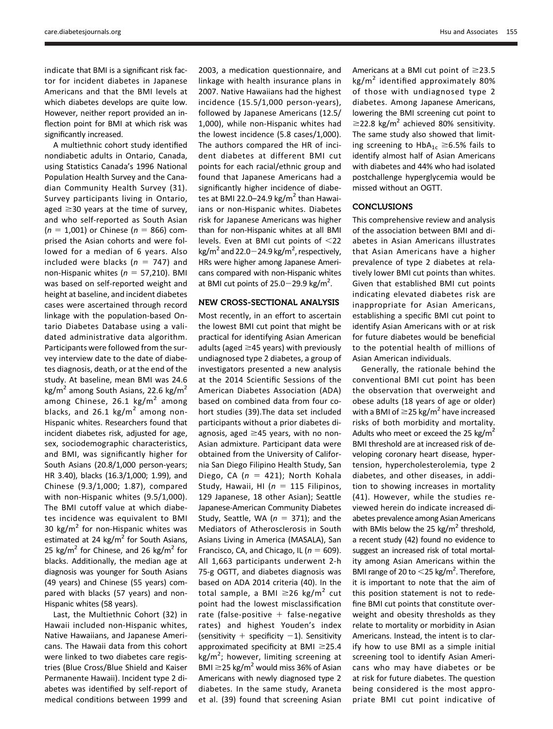indicate that BMI is a significant risk factor for incident diabetes in Japanese Americans and that the BMI levels at which diabetes develops are quite low. However, neither report provided an inflection point for BMI at which risk was significantly increased.

A multiethnic cohort study identified nondiabetic adults in Ontario, Canada, using Statistics Canada's 1996 National Population Health Survey and the Canadian Community Health Survey (31). Survey participants living in Ontario, aged ≥30 years at the time of survey, and who self-reported as South Asian ($n$ = 1,001) or Chinese ($n$ = 866) comprised the Asian cohorts and were followed for a median of 6 years. Also included were blacks ($n$ = 747) and non-Hispanic whites ($n$ = 57,210). BMI was based on self-reported weight and height at baseline, and incident diabetes cases were ascertained through record linkage with the population-based Ontario Diabetes Database using a validated administrative data algorithm. Participants were followed from the survey interview date to the date of diabetes diagnosis, death, or at the end of the study. At baseline, mean BMI was 24.6 kg/m$^2$ among South Asians, 22.6 kg/m$^2$ among Chinese, 26.1 kg/m$^2$ among blacks, and 26.1 kg/m$^2$ among non-Hispanic whites. Researchers found that incident diabetes risk, adjusted for age, sex, sociodemographic characteristics, and BMI, was significantly higher for South Asians (20.8/1,000 person-years; HR 3.40), blacks (16.3/1,000; 1.99), and Chinese (9.3/1,000; 1.87), compared with non-Hispanic whites (9.5/1,000). The BMI cutoff value at which diabetes incidence was equivalent to BMI 30 kg/m$^2$ for non-Hispanic whites was estimated at 24 kg/m$^2$ for South Asians, 25 kg/m$^2$ for Chinese, and 26 kg/m$^2$ for blacks. Additionally, the median age at diagnosis was younger for South Asians (49 years) and Chinese (55 years) compared with blacks (57 years) and non-Hispanic whites (58 years).

Last, the Multiethnic Cohort (32) in Hawaii included non-Hispanic whites, Native Hawaiians, and Japanese Americans. The Hawaii data from this cohort were linked to two diabetes care registries (Blue Cross/Blue Shield and Kaiser Permanente Hawaii). Incident type 2 diabetes was identified by self-report of medical conditions between 1999 and 2003, a medication questionnaire, and linkage with health insurance plans in 2007. Native Hawaiians had the highest incidence (15.5/1,000 person-years), followed by Japanese Americans (12.5/1,000), while non-Hispanic whites had the lowest incidence (5.8 cases/1,000). The authors compared the HR of incident diabetes at different BMI cut points for each racial/ethnic group and found that Japanese Americans had a significantly higher incidence of diabetes at BMI 22.0–24.9 kg/m$^2$ than Hawaiians or non-Hispanic whites. Diabetes risk for Japanese Americans was higher than for non-Hispanic whites at all BMI levels. Even at BMI cut points of <22 kg/m$^2$ and 22.0−24.9 kg/m$^2$, respectively, HRs were higher among Japanese Americans compared with non-Hispanic whites at BMI cut points of 25.0−29.9 kg/m$^2$.

## NEW CROSS-SECTIONAL ANALYSIS

Most recently, in an effort to ascertain the lowest BMI cut point that might be practical for identifying Asian American adults (aged ≥45 years) with previously undiagnosed type 2 diabetes, a group of investigators presented a new analysis at the 2014 Scientific Sessions of the American Diabetes Association (ADA) based on combined data from four cohort studies (39). The data set included participants without a prior diabetes diagnosis, aged ≥45 years, with no non-Asian admixture. Participant data were obtained from the University of California San Diego Filipino Health Study, San Diego, CA ($n$ = 421); North Kohala Study, Hawaii, HI ($n$ = 115 Filipinos, 129 Japanese, 18 other Asian); Seattle Japanese-American Community Diabetes Study, Seattle, WA ($n$ = 371); and the Mediators of Atherosclerosis in South Asians Living in America (MASALA), San Francisco, CA, and Chicago, IL ($n$ = 609). All 1,663 participants underwent 2-h 75-g OGTT, and diabetes diagnosis was based on ADA 2014 criteria (40). In the total sample, a BMI ≥26 kg/m$^2$ cut point had the lowest misclassification rate (false-positive + false-negative rates) and highest Youden's index (sensitivity + specificity −1). Sensitivity approximated specificity at BMI ≥25.4 kg/m$^2$; however, limiting screening at BMI ≥25 kg/m$^2$ would miss 36% of Asian Americans with newly diagnosed type 2 diabetes. In the same study, Araneta et al. (39) found that screening Asian Americans at a BMI cut point of ≥23.5 kg/m$^2$ identified approximately 80% of those with undiagnosed type 2 diabetes. Among Japanese Americans, lowering the BMI screening cut point to ≥22.8 kg/m$^2$ achieved 80% sensitivity. The same study also showed that limiting screening to $HbA_{1c}$ ≥6.5% fails to identify almost half of Asian Americans with diabetes and 44% who had isolated postchallenge hyperglycemia would be missed without an OGTT.

## CONCLUSIONS

This comprehensive review and analysis of the association between BMI and diabetes in Asian Americans illustrates that Asian Americans have a higher prevalence of type 2 diabetes at relatively lower BMI cut points than whites. Given that established BMI cut points indicating elevated diabetes risk are inappropriate for Asian Americans, establishing a specific BMI cut point to identify Asian Americans with or at risk for future diabetes would be beneficial to the potential health of millions of Asian American individuals.

Generally, the rationale behind the conventional BMI cut point has been the observation that overweight and obese adults (18 years of age or older) with a BMI of ≥25 kg/m$^2$ have increased risks of both morbidity and mortality. Adults who meet or exceed the 25 kg/m$^2$ BMI threshold are at increased risk of developing coronary heart disease, hypertension, hypercholesterolemia, type 2 diabetes, and other diseases, in addition to showing increases in mortality (41). However, while the studies reviewed herein do indicate increased diabetes prevalence among Asian Americans with BMIs below the 25 kg/m$^2$ threshold, a recent study (42) found no evidence to suggest an increased risk of total mortality among Asian Americans within the BMI range of 20 to <25 kg/m$^2$. Therefore, it is important to note that the aim of this position statement is not to redefine BMI cut points that constitute overweight and obesity thresholds as they relate to mortality or morbidity in Asian Americans. Instead, the intent is to clarify how to use BMI as a simple initial screening tool to identify Asian Americans who may have diabetes or be at risk for future diabetes. The question being considered is the most appropriate BMI cut point indicative of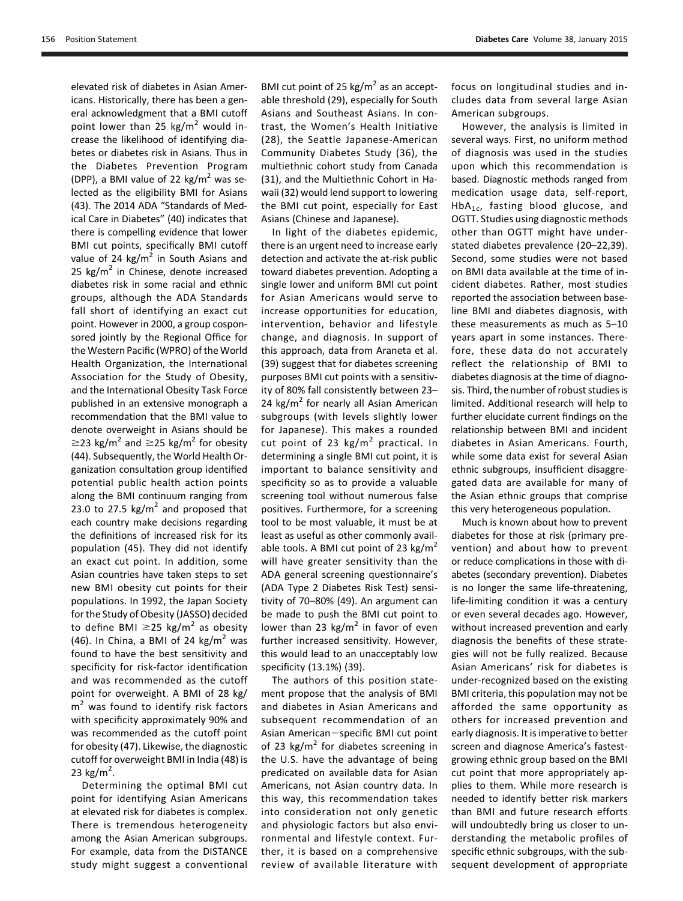elevated risk of diabetes in Asian Americans. Historically, there has been a general acknowledgment that a BMI cutoff point lower than 25 kg/m$^2$ would increase the likelihood of identifying diabetes or diabetes risk in Asians. Thus in the Diabetes Prevention Program (DPP), a BMI value of 22 kg/m$^2$ was selected as the eligibility BMI for Asians (43). The 2014 ADA "Standards of Medical Care in Diabetes" (40) indicates that there is compelling evidence that lower BMI cut points, specifically BMI cutoff value of 24 kg/m$^2$ in South Asians and 25 kg/m$^2$ in Chinese, denote increased diabetes risk in some racial and ethnic groups, although the ADA Standards fall short of identifying an exact cut point. However in 2000, a group cosponsored jointly by the Regional Office for the Western Pacific (WPRO) of the World Health Organization, the International Association for the Study of Obesity, and the International Obesity Task Force published in an extensive monograph a recommendation that the BMI value to denote overweight in Asians should be $\geq$23 kg/m$^2$ and $\geq$25 kg/m$^2$ for obesity (44). Subsequently, the World Health Organization consultation group identified potential public health action points along the BMI continuum ranging from 23.0 to 27.5 kg/m$^2$ and proposed that each country make decisions regarding the definitions of increased risk for its population (45). They did not identify an exact cut point. In addition, some Asian countries have taken steps to set new BMI obesity cut points for their populations. In 1992, the Japan Society for the Study of Obesity (JASSO) decided to define BMI $\geq$25 kg/m$^2$ as obesity (46). In China, a BMI of 24 kg/m$^2$ was found to have the best sensitivity and specificity for risk-factor identification and was recommended as the cutoff point for overweight. A BMI of 28 kg/m$^2$ was found to identify risk factors with specificity approximately 90% and was recommended as the cutoff point for obesity (47). Likewise, the diagnostic cutoff for overweight BMI in India (48) is 23 kg/m$^2$.

Determining the optimal BMI cut point for identifying Asian Americans at elevated risk for diabetes is complex. There is tremendous heterogeneity among the Asian American subgroups. For example, data from the DISTANCE study might suggest a conventional BMI cut point of 25 kg/m$^2$ as an acceptable threshold (29), especially for South Asians and Southeast Asians. In contrast, the Women's Health Initiative (28), the Seattle Japanese-American Community Diabetes Study (36), the multiethnic cohort study from Canada (31), and the Multiethnic Cohort in Hawaii (32) would lend support to lowering the BMI cut point, especially for East Asians (Chinese and Japanese).

In light of the diabetes epidemic, there is an urgent need to increase early detection and activate the at-risk public toward diabetes prevention. Adopting a single lower and uniform BMI cut point for Asian Americans would serve to increase opportunities for education, intervention, behavior and lifestyle change, and diagnosis. In support of this approach, data from Araneta et al. (39) suggest that for diabetes screening purposes BMI cut points with a sensitivity of 80% fall consistently between 23–24 kg/m$^2$ for nearly all Asian American subgroups (with levels slightly lower for Japanese). This makes a rounded cut point of 23 kg/m$^2$ practical. In determining a single BMI cut point, it is important to balance sensitivity and specificity so as to provide a valuable screening tool without numerous false positives. Furthermore, for a screening tool to be most valuable, it must be at least as useful as other commonly available tools. A BMI cut point of 23 kg/m$^2$ will have greater sensitivity than the ADA general screening questionnaire's (ADA Type 2 Diabetes Risk Test) sensitivity of 70–80% (49). An argument can be made to push the BMI cut point to lower than 23 kg/m$^2$ in favor of even further increased sensitivity. However, this would lead to an unacceptably low specificity (13.1%) (39).

The authors of this position statement propose that the analysis of BMI and diabetes in Asian Americans and subsequent recommendation of an Asian American–specific BMI cut point of 23 kg/m$^2$ for diabetes screening in the U.S. have the advantage of being predicated on available data for Asian Americans, not Asian country data. In this way, this recommendation takes into consideration not only genetic and physiologic factors but also environmental and lifestyle context. Further, it is based on a comprehensive review of available literature with focus on longitudinal studies and includes data from several large Asian American subgroups.

However, the analysis is limited in several ways. First, no uniform method of diagnosis was used in the studies upon which this recommendation is based. Diagnostic methods ranged from medication usage data, self-report, $HbA_{1c}$, fasting blood glucose, and OGTT. Studies using diagnostic methods other than OGTT might have understated diabetes prevalence (20–22,39). Second, some studies were not based on BMI data available at the time of incident diabetes. Rather, most studies reported the association between baseline BMI and diabetes diagnosis, with these measurements as much as 5–10 years apart in some instances. Therefore, these data do not accurately reflect the relationship of BMI to diabetes diagnosis at the time of diagnosis. Third, the number of robust studies is limited. Additional research will help to further elucidate current findings on the relationship between BMI and incident diabetes in Asian Americans. Fourth, while some data exist for several Asian ethnic subgroups, insufficient disaggregated data are available for many of the Asian ethnic groups that comprise this very heterogeneous population.

Much is known about how to prevent diabetes for those at risk (primary prevention) and about how to prevent or reduce complications in those with diabetes (secondary prevention). Diabetes is no longer the same life-threatening, life-limiting condition it was a century or even several decades ago. However, without increased prevention and early diagnosis the benefits of these strategies will not be fully realized. Because Asian Americans' risk for diabetes is under-recognized based on the existing BMI criteria, this population may not be afforded the same opportunity as others for increased prevention and early diagnosis. It is imperative to better screen and diagnose America's fastest-growing ethnic group based on the BMI cut point that more appropriately applies to them. While more research is needed to identify better risk markers than BMI and future research efforts will undoubtedly bring us closer to understanding the metabolic profiles of specific ethnic subgroups, with the subsequent development of appropriate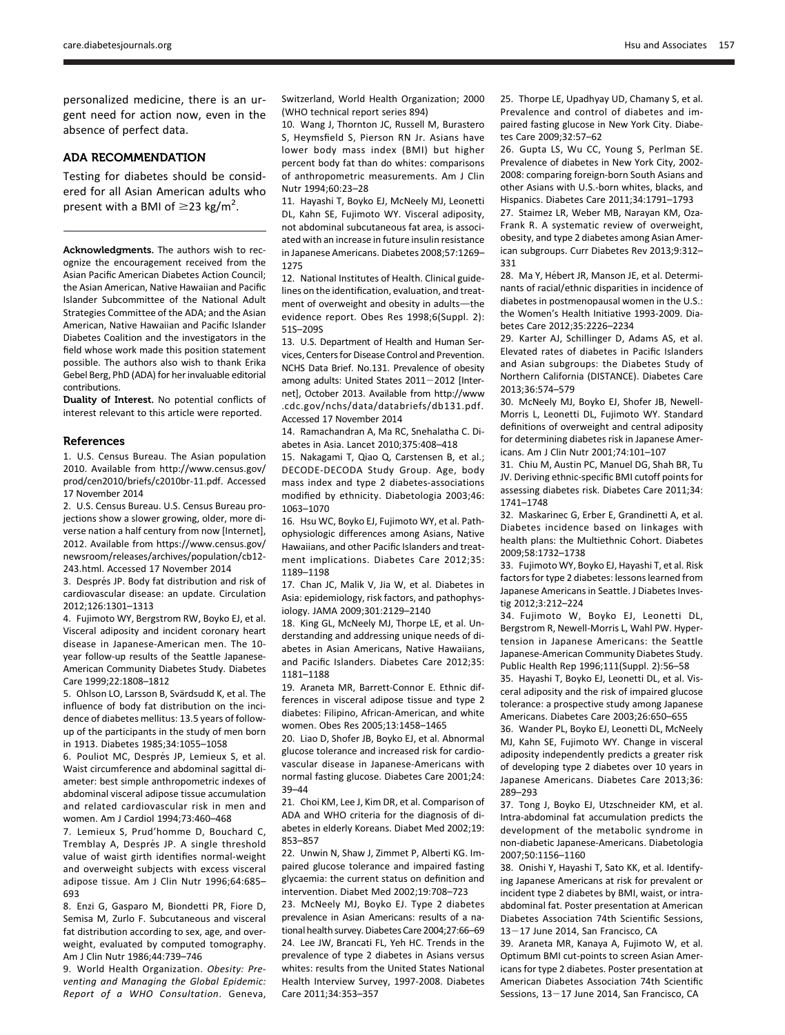personalized medicine, there is an urgent need for action now, even in the absence of perfect data.

## ADA RECOMMENDATION

Testing for diabetes should be considered for all Asian American adults who present with a BMI of $\geq$23 kg/m$^2$.

**Acknowledgments.** The authors wish to recognize the encouragement received from the Asian Pacific American Diabetes Action Council; the Asian American, Native Hawaiian and Pacific Islander Subcommittee of the National Adult Strategies Committee of the ADA; and the Asian American, Native Hawaiian and Pacific Islander Diabetes Coalition and the investigators in the field whose work made this position statement possible. The authors also wish to thank Erika Gebel Berg, PhD (ADA) for her invaluable editorial contributions.

**Duality of Interest.** No potential conflicts of interest relevant to this article were reported.

## References

1. U.S. Census Bureau. The Asian population 2010. Available from http://www.census.gov/prod/cen2010/briefs/c2010br-11.pdf. Accessed 17 November 2014
2. U.S. Census Bureau. U.S. Census Bureau projections show a slower growing, older, more diverse nation a half century from now [Internet], 2012. Available from https://www.census.gov/newsroom/releases/archives/population/cb12-243.html. Accessed 17 November 2014
3. Després JP. Body fat distribution and risk of cardiovascular disease: an update. Circulation 2012;126:1301–1313
4. Fujimoto WY, Bergstrom RW, Boyko EJ, et al. Visceral adiposity and incident coronary heart disease in Japanese-American men. The 10-year follow-up results of the Seattle Japanese-American Community Diabetes Study. Diabetes Care 1999;22:1808–1812
5. Ohlson LO, Larsson B, Svärdsudd K, et al. The influence of body fat distribution on the incidence of diabetes mellitus: 13.5 years of follow-up of the participants in the study of men born in 1913. Diabetes 1985;34:1055–1058
6. Pouliot MC, Després JP, Lemieux S, et al. Waist circumference and abdominal sagittal diameter: best simple anthropometric indexes of abdominal visceral adipose tissue accumulation and related cardiovascular risk in men and women. Am J Cardiol 1994;73:460–468
7. Lemieux S, Prud'homme D, Bouchard C, Tremblay A, Després JP. A single threshold value of waist girth identifies normal-weight and overweight subjects with excess visceral adipose tissue. Am J Clin Nutr 1996;64:685–693
8. Enzi G, Gasparo M, Biondetti PR, Fiore D, Semisa M, Zurlo F. Subcutaneous and visceral fat distribution according to sex, age, and overweight, evaluated by computed tomography. Am J Clin Nutr 1986;44:739–746
9. World Health Organization. *Obesity: Preventing and Managing the Global Epidemic: Report of a WHO Consultation*. Geneva, Switzerland, World Health Organization; 2000 (WHO technical report series 894)
10. Wang J, Thornton JC, Russell M, Burastero S, Heymsfield S, Pierson RN Jr. Asians have lower body mass index (BMI) but higher percent body fat than do whites: comparisons of anthropometric measurements. Am J Clin Nutr 1994;60:23–28
11. Hayashi T, Boyko EJ, McNeely MJ, Leonetti DL, Kahn SE, Fujimoto WY. Visceral adiposity, not abdominal subcutaneous fat area, is associated with an increase in future insulin resistance in Japanese Americans. Diabetes 2008;57:1269–1275
12. National Institutes of Health. Clinical guidelines on the identification, evaluation, and treatment of overweight and obesity in adults—the evidence report. Obes Res 1998;6(Suppl. 2):51S–209S
13. U.S. Department of Health and Human Services, Centers for Disease Control and Prevention. NCHS Data Brief. No.131. Prevalence of obesity among adults: United States 2011–2012 [Internet], October 2013. Available from http://www.cdc.gov/nchs/data/databriefs/db131.pdf. Accessed 17 November 2014
14. Ramachandran A, Ma RC, Snehalatha C. Diabetes in Asia. Lancet 2010;375:408–418
15. Nakagami T, Qiao Q, Carstensen B, et al.; DECODE-DECODA Study Group. Age, body mass index and type 2 diabetes-associations modified by ethnicity. Diabetologia 2003;46:1063–1070
16. Hsu WC, Boyko EJ, Fujimoto WY, et al. Pathophysiologic differences among Asians, Native Hawaiians, and other Pacific Islanders and treatment implications. Diabetes Care 2012;35:1189–1198
17. Chan JC, Malik V, Jia W, et al. Diabetes in Asia: epidemiology, risk factors, and pathophysiology. JAMA 2009;301:2129–2140
18. King GL, McNeely MJ, Thorpe LE, et al. Understanding and addressing unique needs of diabetes in Asian Americans, Native Hawaiians, and Pacific Islanders. Diabetes Care 2012;35:1181–1188
19. Araneta MR, Barrett-Connor E. Ethnic differences in visceral adipose tissue and type 2 diabetes: Filipino, African-American, and white women. Obes Res 2005;13:1458–1465
20. Liao D, Shofer JB, Boyko EJ, et al. Abnormal glucose tolerance and increased risk for cardiovascular disease in Japanese-Americans with normal fasting glucose. Diabetes Care 2001;24:39–44
21. Choi KM, Lee J, Kim DR, et al. Comparison of ADA and WHO criteria for the diagnosis of diabetes in elderly Koreans. Diabet Med 2002;19:853–857
22. Unwin N, Shaw J, Zimmet P, Alberti KG. Impaired glucose tolerance and impaired fasting glycaemia: the current status on definition and intervention. Diabet Med 2002;19:708–723
23. McNeely MJ, Boyko EJ. Type 2 diabetes prevalence in Asian Americans: results of a national health survey. Diabetes Care 2004;27:66–69
24. Lee JW, Brancati FL, Yeh HC. Trends in the prevalence of type 2 diabetes in Asians versus whites: results from the United States National Health Interview Survey, 1997-2008. Diabetes Care 2011;34:353–357
25. Thorpe LE, Upadhyay UD, Chamany S, et al. Prevalence and control of diabetes and impaired fasting glucose in New York City. Diabetes Care 2009;32:57–62
26. Gupta LS, Wu CC, Young S, Perlman SE. Prevalence of diabetes in New York City, 2002-2008: comparing foreign-born South Asians and other Asians with U.S.-born whites, blacks, and Hispanics. Diabetes Care 2011;34:1791–1793
27. Staimez LR, Weber MB, Narayan KM, Oza-Frank R. A systematic review of overweight, obesity, and type 2 diabetes among Asian American subgroups. Curr Diabetes Rev 2013;9:312–331
28. Ma Y, Hébert JR, Manson JE, et al. Determinants of racial/ethnic disparities in incidence of diabetes in postmenopausal women in the U.S.: the Women's Health Initiative 1993-2009. Diabetes Care 2012;35:2226–2234
29. Karter AJ, Schillinger D, Adams AS, et al. Elevated rates of diabetes in Pacific Islanders and Asian subgroups: the Diabetes Study of Northern California (DISTANCE). Diabetes Care 2013;36:574–579
30. McNeely MJ, Boyko EJ, Shofer JB, Newell-Morris L, Leonetti DL, Fujimoto WY. Standard definitions of overweight and central adiposity for determining diabetes risk in Japanese Americans. Am J Clin Nutr 2001;74:101–107
31. Chiu M, Austin PC, Manuel DG, Shah BR, Tu JV. Deriving ethnic-specific BMI cutoff points for assessing diabetes risk. Diabetes Care 2011;34:1741–1748
32. Maskarinec G, Erber E, Grandinetti A, et al. Diabetes incidence based on linkages with health plans: the Multiethnic Cohort. Diabetes 2009;58:1732–1738
33. Fujimoto WY, Boyko EJ, Hayashi T, et al. Risk factors for type 2 diabetes: lessons learned from Japanese Americans in Seattle. J Diabetes Investig 2012;3:212–224
34. Fujimoto W, Boyko EJ, Leonetti DL, Bergstrom R, Newell-Morris L, Wahl PW. Hypertension in Japanese Americans: the Seattle Japanese-American Community Diabetes Study. Public Health Rep 1996;111(Suppl. 2):56–58
35. Hayashi T, Boyko EJ, Leonetti DL, et al. Visceral adiposity and the risk of impaired glucose tolerance: a prospective study among Japanese Americans. Diabetes Care 2003;26:650–655
36. Wander PL, Boyko EJ, Leonetti DL, McNeely MJ, Kahn SE, Fujimoto WY. Change in visceral adiposity independently predicts a greater risk of developing type 2 diabetes over 10 years in Japanese Americans. Diabetes Care 2013;36:289–293
37. Tong J, Boyko EJ, Utzschneider KM, et al. Intra-abdominal fat accumulation predicts the development of the metabolic syndrome in non-diabetic Japanese-Americans. Diabetologia 2007;50:1156–1160
38. Onishi Y, Hayashi T, Sato KK, et al. Identifying Japanese Americans at risk for prevalent or incident type 2 diabetes by BMI, waist, or intra-abdominal fat. Poster presentation at American Diabetes Association 74th Scientific Sessions, 13–17 June 2014, San Francisco, CA
39. Araneta MR, Kanaya A, Fujimoto W, et al. Optimum BMI cut-points to screen Asian Americans for type 2 diabetes. Poster presentation at American Diabetes Association 74th Scientific Sessions, 13–17 June 2014, San Francisco, CA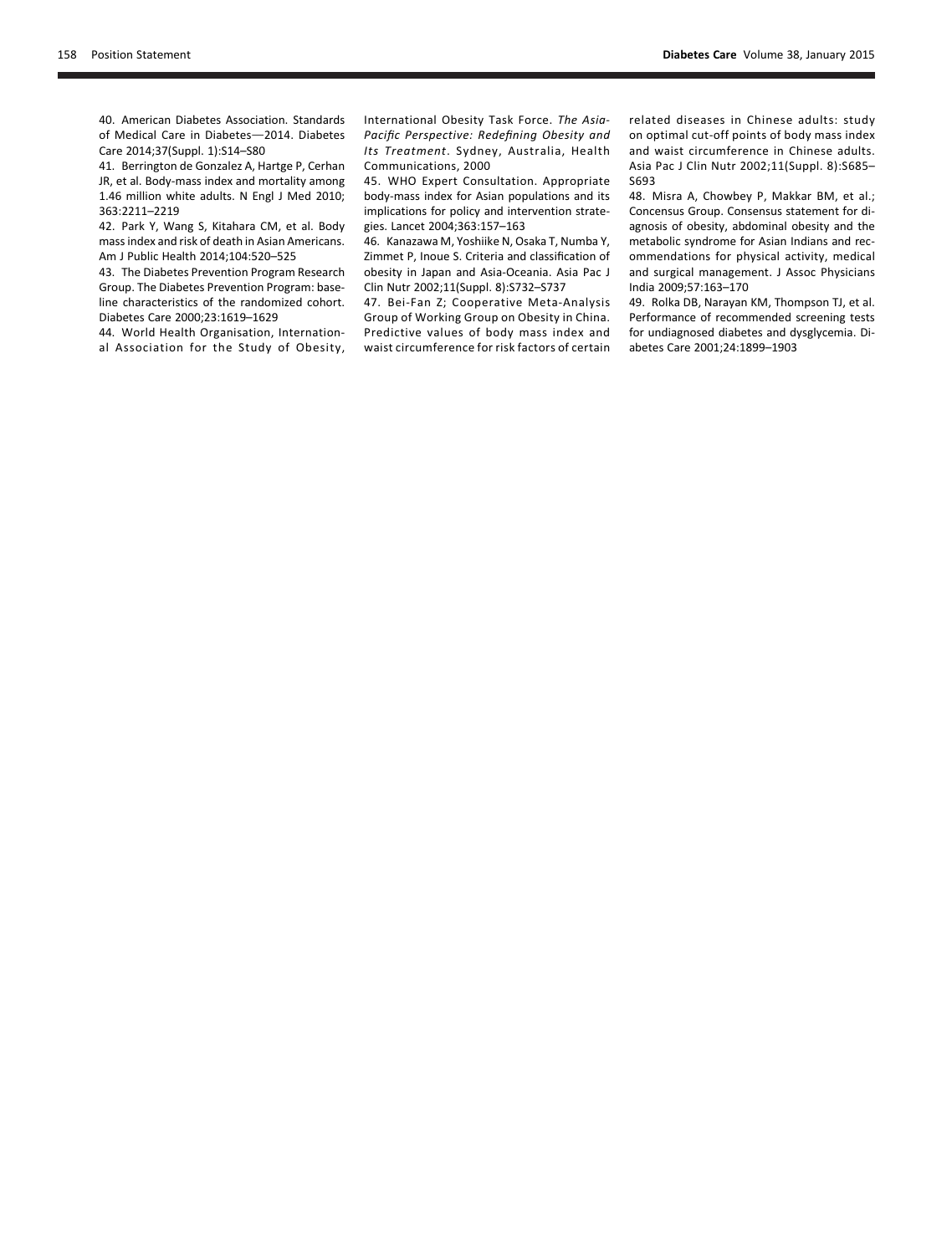40. American Diabetes Association. Standards of Medical Care in Diabetes—2014. Diabetes Care 2014;37(Suppl. 1):S14–S80

41. Berrington de Gonzalez A, Hartge P, Cerhan JR, et al. Body-mass index and mortality among 1.46 million white adults. N Engl J Med 2010; 363:2211–2219

42. Park Y, Wang S, Kitahara CM, et al. Body mass index and risk of death in Asian Americans. Am J Public Health 2014;104:520–525

43. The Diabetes Prevention Program Research Group. The Diabetes Prevention Program: baseline characteristics of the randomized cohort. Diabetes Care 2000;23:1619–1629

44. World Health Organisation, International Association for the Study of Obesity, International Obesity Task Force. *The Asia-Pacific Perspective: Redefining Obesity and Its Treatment*. Sydney, Australia, Health Communications, 2000

45. WHO Expert Consultation. Appropriate body-mass index for Asian populations and its implications for policy and intervention strategies. Lancet 2004;363:157–163

46. Kanazawa M, Yoshiike N, Osaka T, Numba Y, Zimmet P, Inoue S. Criteria and classification of obesity in Japan and Asia-Oceania. Asia Pac J Clin Nutr 2002;11(Suppl. 8):S732–S737

47. Bei-Fan Z; Cooperative Meta-Analysis Group of Working Group on Obesity in China. Predictive values of body mass index and waist circumference for risk factors of certain related diseases in Chinese adults: study on optimal cut-off points of body mass index and waist circumference in Chinese adults. Asia Pac J Clin Nutr 2002;11(Suppl. 8):S685–S693

48. Misra A, Chowbey P, Makkar BM, et al.; Concensus Group. Consensus statement for diagnosis of obesity, abdominal obesity and the metabolic syndrome for Asian Indians and recommendations for physical activity, medical and surgical management. J Assoc Physicians India 2009;57:163–170

49. Rolka DB, Narayan KM, Thompson TJ, et al. Performance of recommended screening tests for undiagnosed diabetes and dysglycemia. Diabetes Care 2001;24:1899–1903